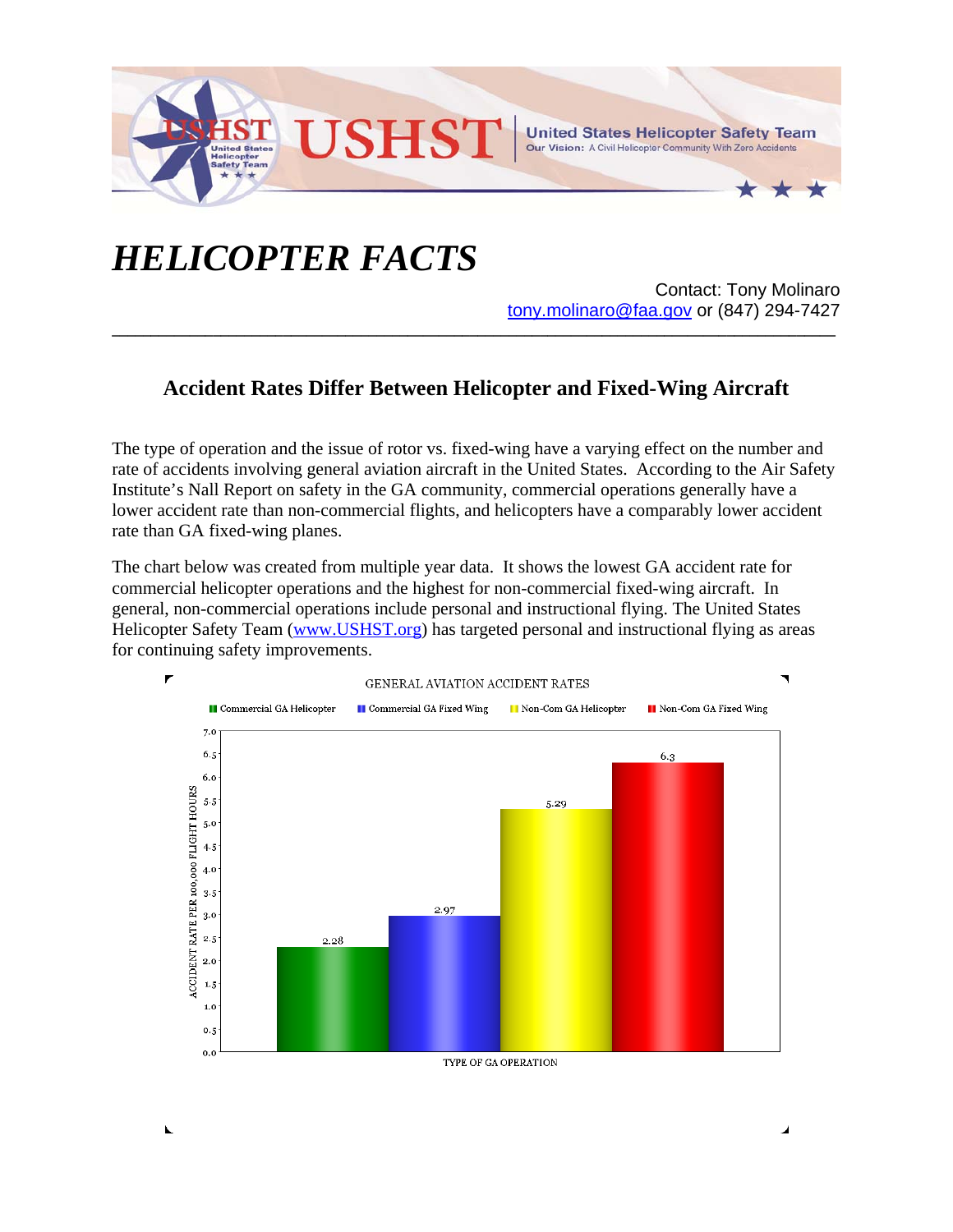USHST — United States Helicopter Safety Team

Our Vision: A Civil Helicopter Community With Zero Accidents

# *HELICOPTER FACTS*

Contact: Tony Molinaro
tony.molinaro@faa.gov or (847) 294-7427

---

## Accident Rates Differ Between Helicopter and Fixed-Wing Aircraft

The type of operation and the issue of rotor vs. fixed-wing have a varying effect on the number and rate of accidents involving general aviation aircraft in the United States. According to the Air Safety Institute's Nall Report on safety in the GA community, commercial operations generally have a lower accident rate than non-commercial flights, and helicopters have a comparably lower accident rate than GA fixed-wing planes.

The chart below was created from multiple year data. It shows the lowest GA accident rate for commercial helicopter operations and the highest for non-commercial fixed-wing aircraft. In general, non-commercial operations include personal and instructional flying. The United States Helicopter Safety Team (www.USHST.org) has targeted personal and instructional flying as areas for continuing safety improvements.

GENERAL AVIATION ACCIDENT RATES

| TYPE OF GA OPERATION | ACCIDENT RATE PER 100,000 FLIGHT HOURS |
|---|---|
| Commercial GA Helicopter | 2.28 |
| Commercial GA Fixed Wing | 2.97 |
| Non-Com GA Helicopter | 5.29 |
| Non-Com GA Fixed Wing | 6.3 |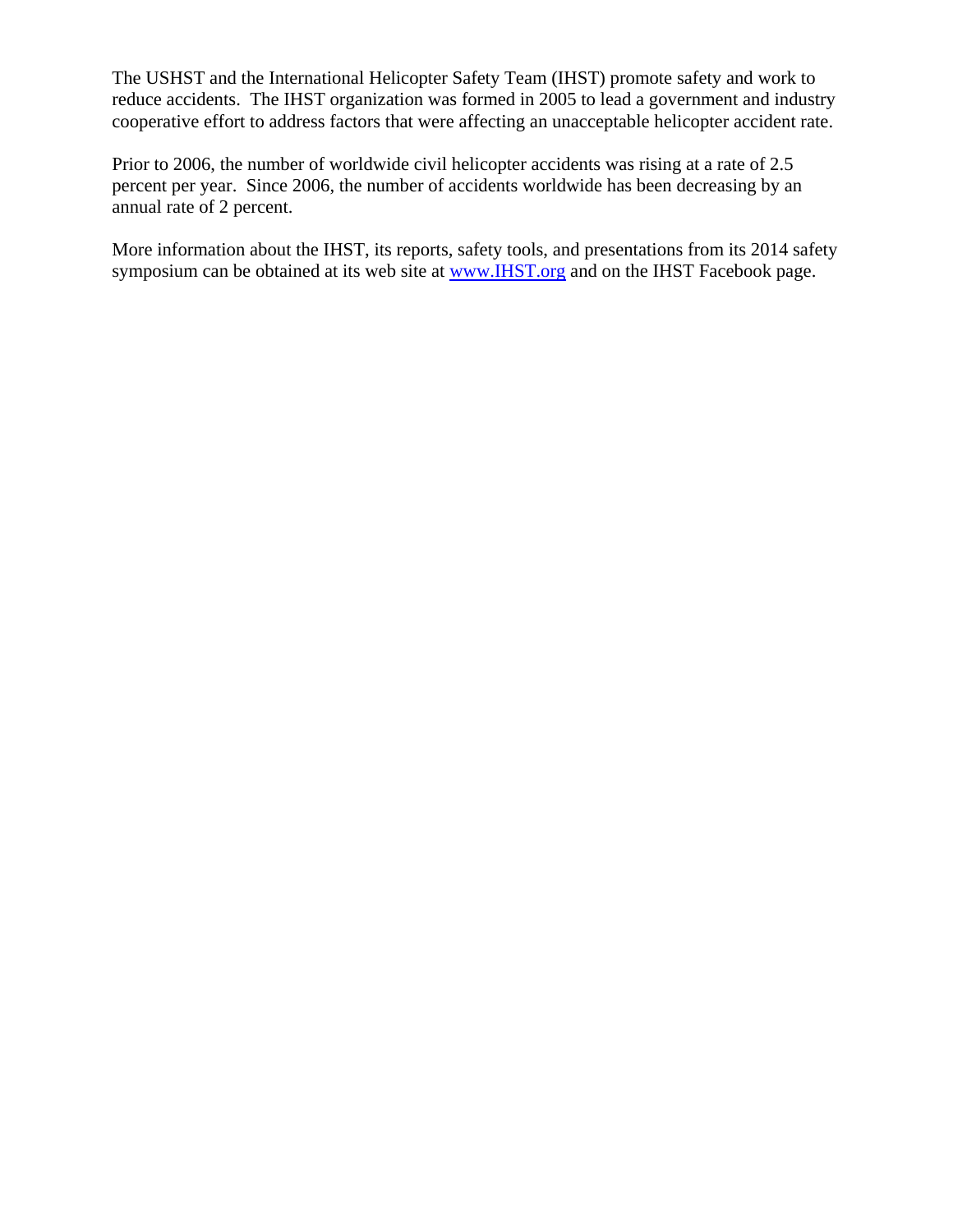The USHST and the International Helicopter Safety Team (IHST) promote safety and work to reduce accidents. The IHST organization was formed in 2005 to lead a government and industry cooperative effort to address factors that were affecting an unacceptable helicopter accident rate.

Prior to 2006, the number of worldwide civil helicopter accidents was rising at a rate of 2.5 percent per year. Since 2006, the number of accidents worldwide has been decreasing by an annual rate of 2 percent.

More information about the IHST, its reports, safety tools, and presentations from its 2014 safety symposium can be obtained at its web site at [www.IHST.org](http://www.IHST.org) and on the IHST Facebook page.